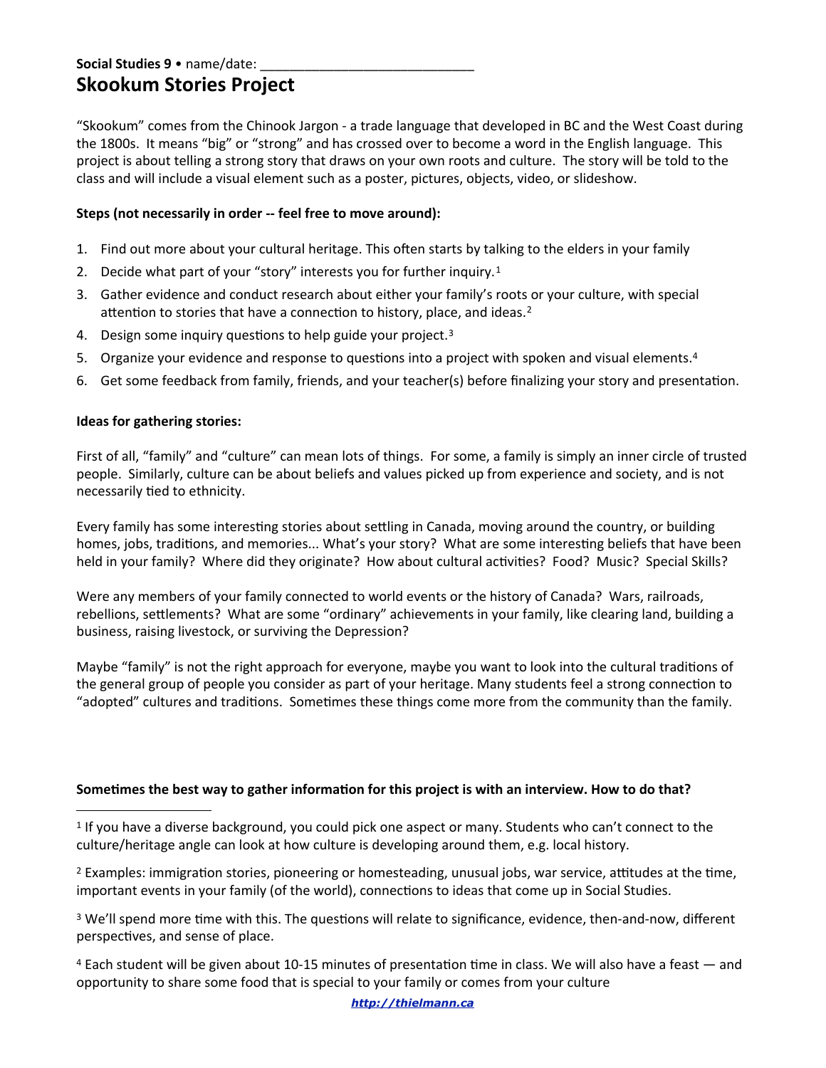**Social Studies 9** • name/date: _____________________________

# Skookum Stories Project

"Skookum" comes from the Chinook Jargon - a trade language that developed in BC and the West Coast during the 1800s. It means "big" or "strong" and has crossed over to become a word in the English language. This project is about telling a strong story that draws on your own roots and culture. The story will be told to the class and will include a visual element such as a poster, pictures, objects, video, or slideshow.

**Steps (not necessarily in order -- feel free to move around):**

1. Find out more about your cultural heritage. This often starts by talking to the elders in your family
2. Decide what part of your "story" interests you for further inquiry.[1]
3. Gather evidence and conduct research about either your family's roots or your culture, with special attention to stories that have a connection to history, place, and ideas.[2]
4. Design some inquiry questions to help guide your project.[3]
5. Organize your evidence and response to questions into a project with spoken and visual elements.[4]
6. Get some feedback from family, friends, and your teacher(s) before finalizing your story and presentation.

**Ideas for gathering stories:**

First of all, "family" and "culture" can mean lots of things. For some, a family is simply an inner circle of trusted people. Similarly, culture can be about beliefs and values picked up from experience and society, and is not necessarily tied to ethnicity.

Every family has some interesting stories about settling in Canada, moving around the country, or building homes, jobs, traditions, and memories... What's your story? What are some interesting beliefs that have been held in your family? Where did they originate? How about cultural activities? Food? Music? Special Skills?

Were any members of your family connected to world events or the history of Canada? Wars, railroads, rebellions, settlements? What are some "ordinary" achievements in your family, like clearing land, building a business, raising livestock, or surviving the Depression?

Maybe "family" is not the right approach for everyone, maybe you want to look into the cultural traditions of the general group of people you consider as part of your heritage. Many students feel a strong connection to "adopted" cultures and traditions. Sometimes these things come more from the community than the family.

**Sometimes the best way to gather information for this project is with an interview. How to do that?**

---

[1] If you have a diverse background, you could pick one aspect or many. Students who can't connect to the culture/heritage angle can look at how culture is developing around them, e.g. local history.

[2] Examples: immigration stories, pioneering or homesteading, unusual jobs, war service, attitudes at the time, important events in your family (of the world), connections to ideas that come up in Social Studies.

[3] We'll spend more time with this. The questions will relate to significance, evidence, then-and-now, different perspectives, and sense of place.

[4] Each student will be given about 10-15 minutes of presentation time in class. We will also have a feast — and opportunity to share some food that is special to your family or comes from your culture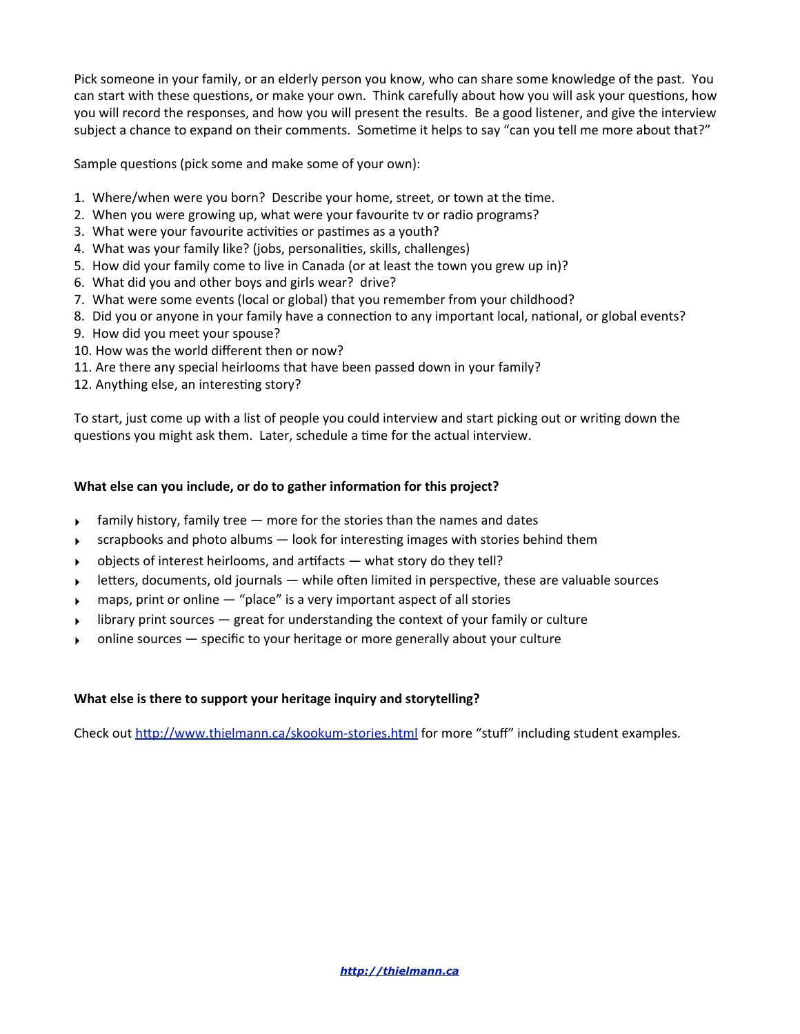Pick someone in your family, or an elderly person you know, who can share some knowledge of the past. You can start with these questions, or make your own. Think carefully about how you will ask your questions, how you will record the responses, and how you will present the results. Be a good listener, and give the interview subject a chance to expand on their comments. Sometime it helps to say "can you tell me more about that?"

Sample questions (pick some and make some of your own):

1. Where/when were you born? Describe your home, street, or town at the time.
2. When you were growing up, what were your favourite tv or radio programs?
3. What were your favourite activities or pastimes as a youth?
4. What was your family like? (jobs, personalities, skills, challenges)
5. How did your family come to live in Canada (or at least the town you grew up in)?
6. What did you and other boys and girls wear? drive?
7. What were some events (local or global) that you remember from your childhood?
8. Did you or anyone in your family have a connection to any important local, national, or global events?
9. How did you meet your spouse?
10. How was the world different then or now?
11. Are there any special heirlooms that have been passed down in your family?
12. Anything else, an interesting story?

To start, just come up with a list of people you could interview and start picking out or writing down the questions you might ask them. Later, schedule a time for the actual interview.

**What else can you include, or do to gather information for this project?**

- family history, family tree — more for the stories than the names and dates
- scrapbooks and photo albums — look for interesting images with stories behind them
- objects of interest heirlooms, and artifacts — what story do they tell?
- letters, documents, old journals — while often limited in perspective, these are valuable sources
- maps, print or online — "place" is a very important aspect of all stories
- library print sources — great for understanding the context of your family or culture
- online sources — specific to your heritage or more generally about your culture

**What else is there to support your heritage inquiry and storytelling?**

Check out http://www.thielmann.ca/skookum-stories.html for more "stuff" including student examples.